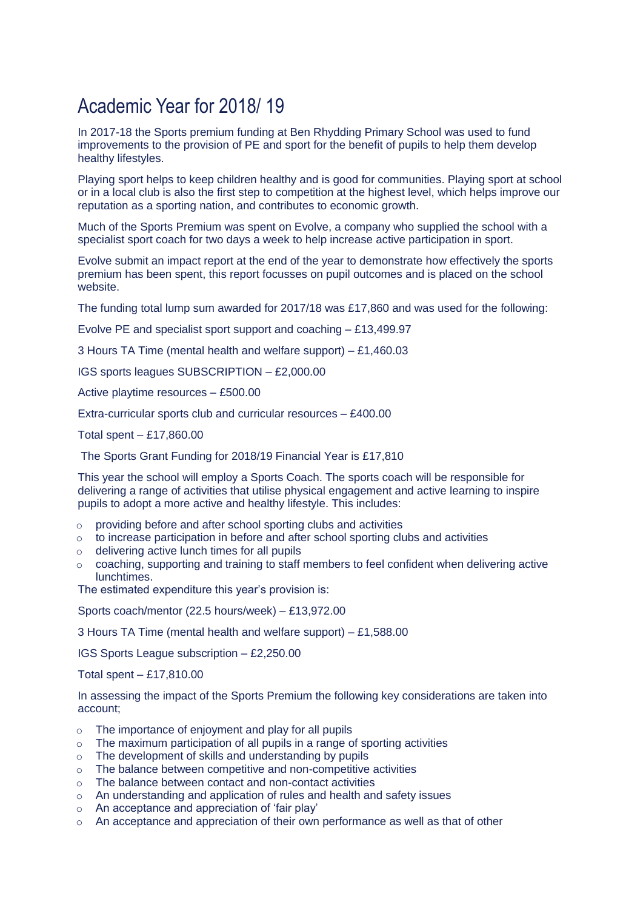# Academic Year for 2018/ 19

In 2017-18 the Sports premium funding at Ben Rhydding Primary School was used to fund improvements to the provision of PE and sport for the benefit of pupils to help them develop healthy lifestyles.

Playing sport helps to keep children healthy and is good for communities. Playing sport at school or in a local club is also the first step to competition at the highest level, which helps improve our reputation as a sporting nation, and contributes to economic growth.

Much of the Sports Premium was spent on Evolve, a company who supplied the school with a specialist sport coach for two days a week to help increase active participation in sport.

Evolve submit an impact report at the end of the year to demonstrate how effectively the sports premium has been spent, this report focusses on pupil outcomes and is placed on the school website.

The funding total lump sum awarded for 2017/18 was £17,860 and was used for the following:

Evolve PE and specialist sport support and coaching – £13,499.97

3 Hours TA Time (mental health and welfare support) – £1,460.03

IGS sports leagues SUBSCRIPTION – £2,000.00

Active playtime resources – £500.00

Extra-curricular sports club and curricular resources – £400.00

Total spent – £17,860.00

The Sports Grant Funding for 2018/19 Financial Year is £17,810

This year the school will employ a Sports Coach. The sports coach will be responsible for delivering a range of activities that utilise physical engagement and active learning to inspire pupils to adopt a more active and healthy lifestyle. This includes:

- providing before and after school sporting clubs and activities
- to increase participation in before and after school sporting clubs and activities
- delivering active lunch times for all pupils
- coaching, supporting and training to staff members to feel confident when delivering active lunchtimes.

The estimated expenditure this year's provision is:

Sports coach/mentor (22.5 hours/week) – £13,972.00

3 Hours TA Time (mental health and welfare support) – £1,588.00

IGS Sports League subscription – £2,250.00

Total spent – £17,810.00

In assessing the impact of the Sports Premium the following key considerations are taken into account;

- The importance of enjoyment and play for all pupils
- The maximum participation of all pupils in a range of sporting activities
- The development of skills and understanding by pupils
- The balance between competitive and non-competitive activities
- The balance between contact and non-contact activities
- An understanding and application of rules and health and safety issues
- An acceptance and appreciation of 'fair play'
- An acceptance and appreciation of their own performance as well as that of other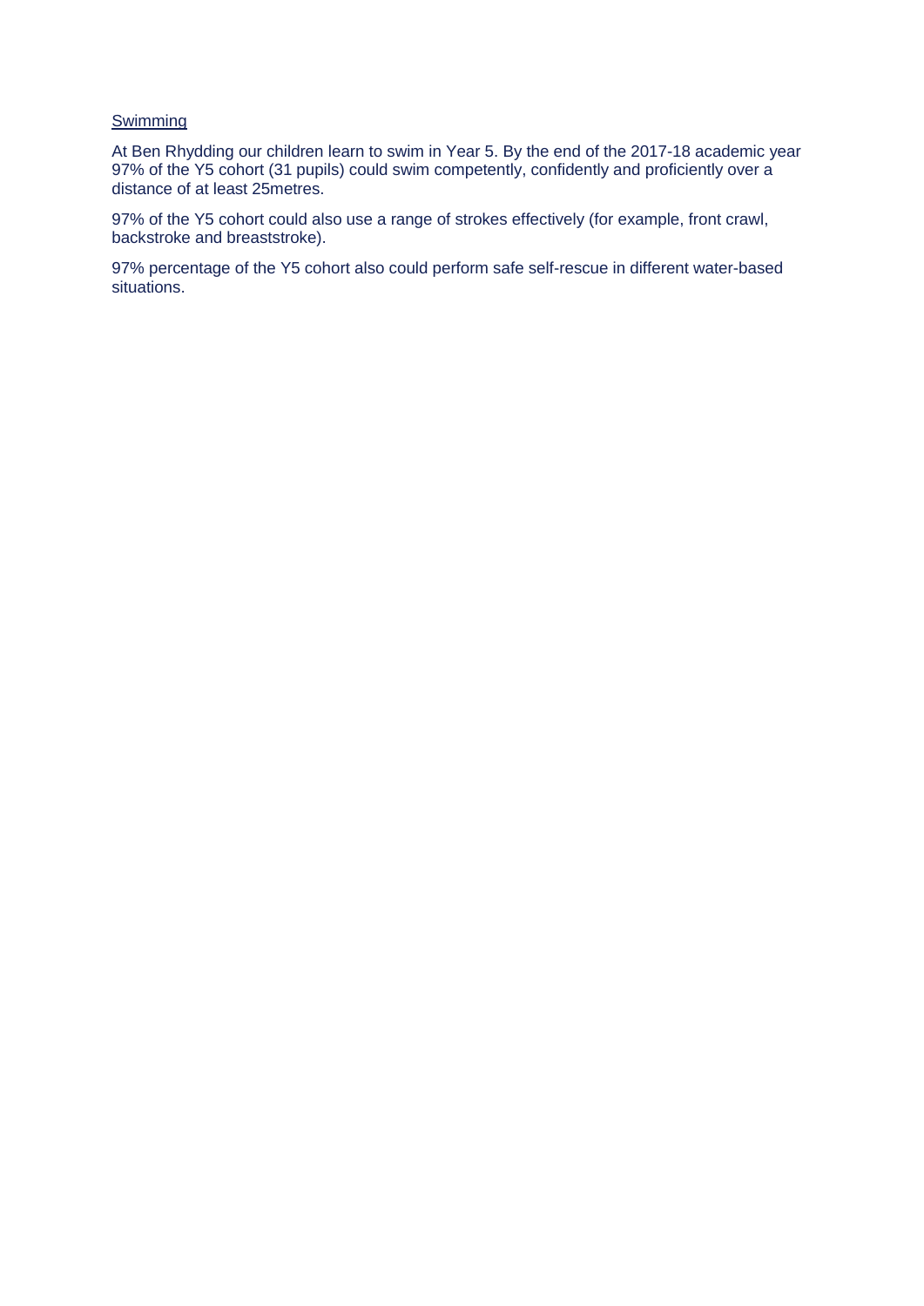Swimming

At Ben Rhydding our children learn to swim in Year 5. By the end of the 2017-18 academic year 97% of the Y5 cohort (31 pupils) could swim competently, confidently and proficiently over a distance of at least 25metres.

97% of the Y5 cohort could also use a range of strokes effectively (for example, front crawl, backstroke and breaststroke).

97% percentage of the Y5 cohort also could perform safe self-rescue in different water-based situations.